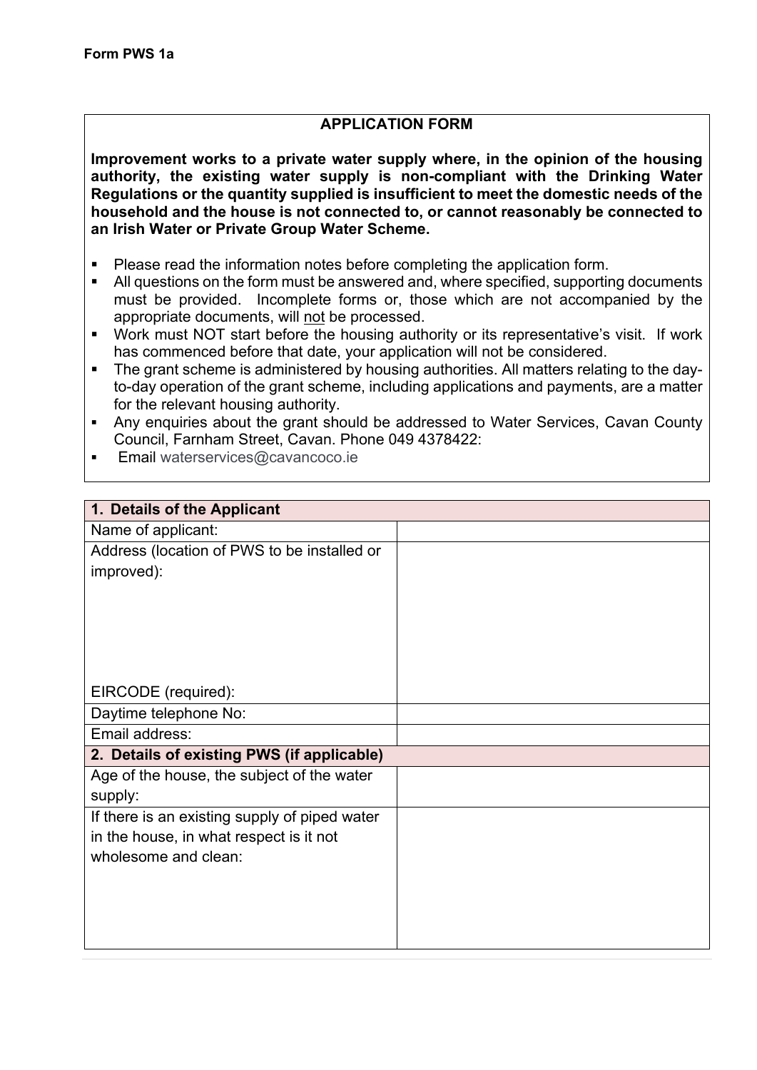**Form PWS 1a**

**APPLICATION FORM**

**Improvement works to a private water supply where, in the opinion of the housing authority, the existing water supply is non-compliant with the Drinking Water Regulations or the quantity supplied is insufficient to meet the domestic needs of the household and the house is not connected to, or cannot reasonably be connected to an Irish Water or Private Group Water Scheme.**

- Please read the information notes before completing the application form.
- All questions on the form must be answered and, where specified, supporting documents must be provided. Incomplete forms or, those which are not accompanied by the appropriate documents, will <u>not</u> be processed.
- Work must NOT start before the housing authority or its representative's visit. If work has commenced before that date, your application will not be considered.
- The grant scheme is administered by housing authorities. All matters relating to the day-to-day operation of the grant scheme, including applications and payments, are a matter for the relevant housing authority.
- Any enquiries about the grant should be addressed to Water Services, Cavan County Council, Farnham Street, Cavan. Phone 049 4378422:
- Email waterservices@cavancoco.ie

| **1. Details of the Applicant** | |
|---|---|
| Name of applicant: | |
| Address (location of PWS to be installed or improved):<br><br>EIRCODE (required): | |
| Daytime telephone No: | |
| Email address: | |
| **2. Details of existing PWS (if applicable)** | |
| Age of the house, the subject of the water supply: | |
| If there is an existing supply of piped water in the house, in what respect is it not wholesome and clean: | |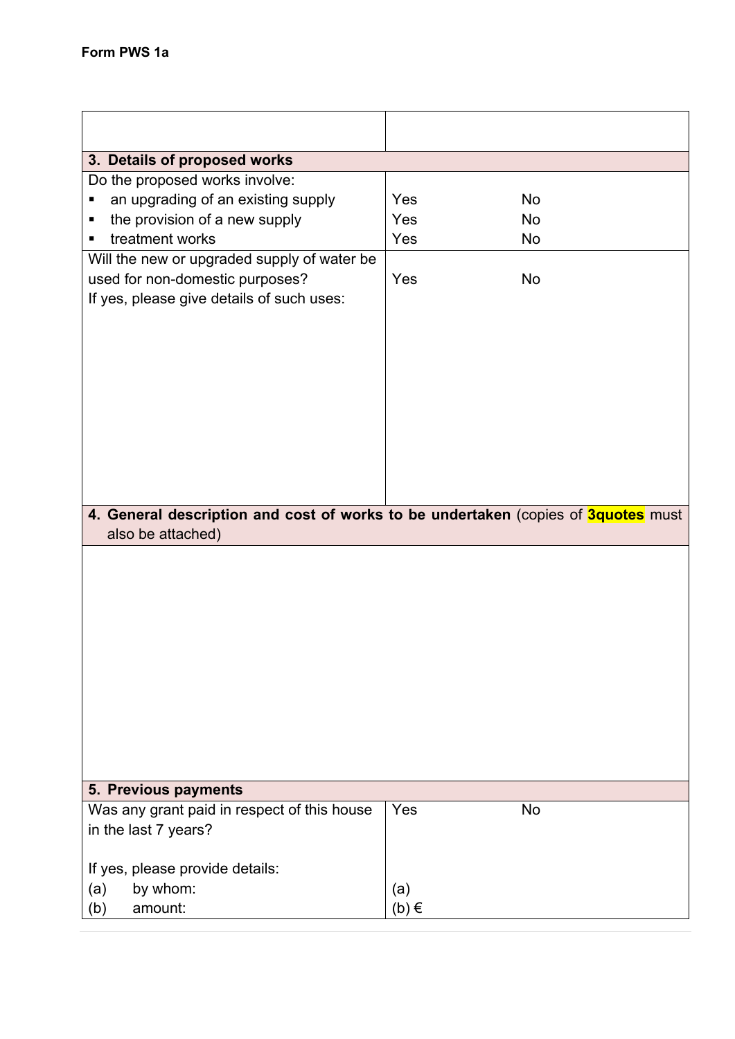**Form PWS 1a**

| | |
|---|---|
| | |
| **3. Details of proposed works** | |
| Do the proposed works involve:<br>▪ an upgrading of an existing supply<br>▪ the provision of a new supply<br>▪ treatment works | <br>Yes No<br>Yes No<br>Yes No |
| Will the new or upgraded supply of water be used for non-domestic purposes?<br>If yes, please give details of such uses: | Yes No |
| **4. General description and cost of works to be undertaken** (copies of **3quotes** must also be attached) | |
| | |
| **5. Previous payments** | |
| Was any grant paid in respect of this house in the last 7 years?<br><br>If yes, please provide details:<br>(a) by whom:<br>(b) amount: | Yes No<br><br><br>(a)<br>(b) € |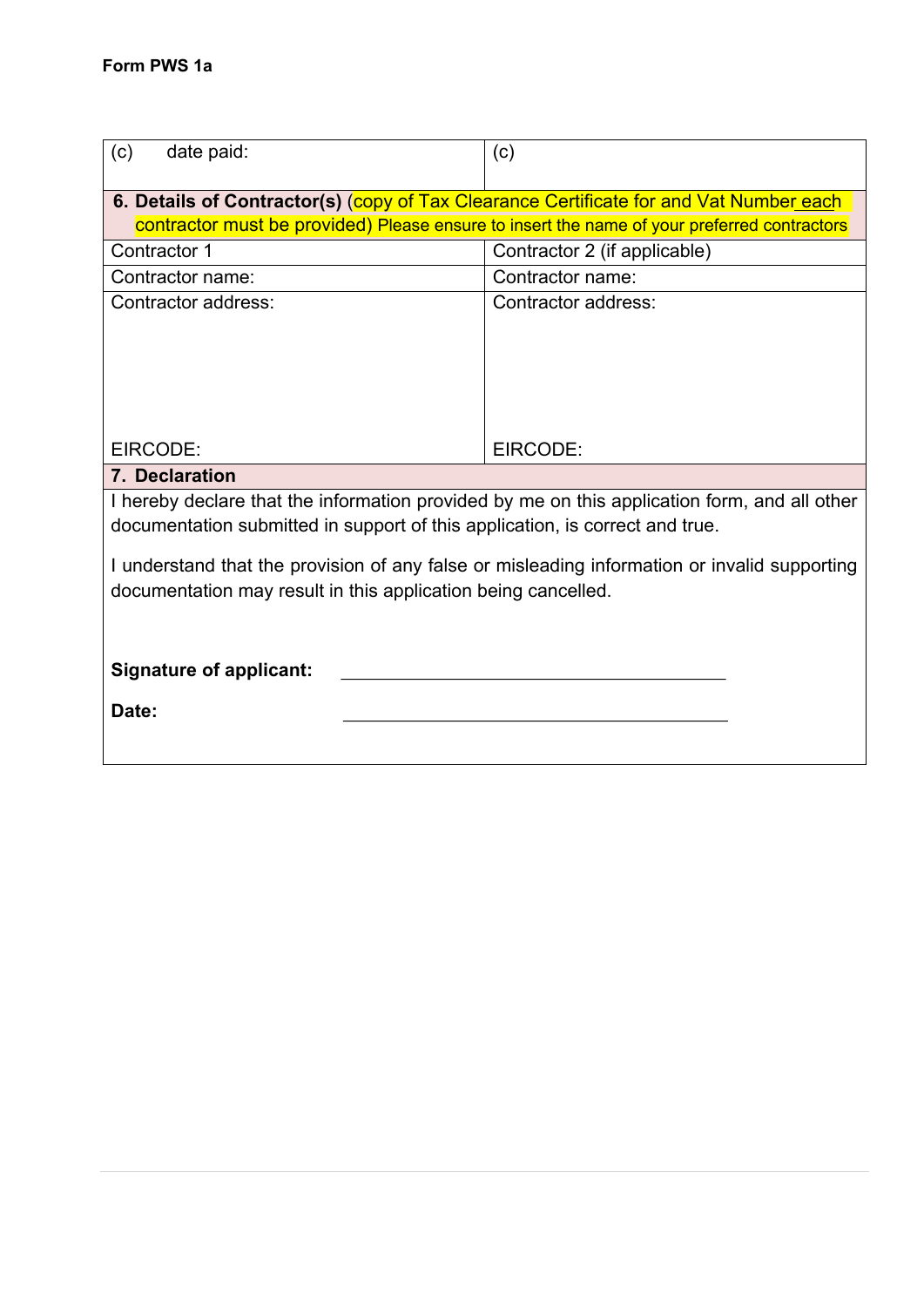**Form PWS 1a**

| (c) date paid: | (c) |
|---|---|
| **6. Details of Contractor(s)** (copy of Tax Clearance Certificate for and Vat Number each contractor must be provided) Please ensure to insert the name of your preferred contractors | |
| Contractor 1 | Contractor 2 (if applicable) |
| Contractor name: | Contractor name: |
| Contractor address:<br><br><br><br><br>EIRCODE: | Contractor address:<br><br><br><br><br>EIRCODE: |

## 7. Declaration

I hereby declare that the information provided by me on this application form, and all other documentation submitted in support of this application, is correct and true.

I understand that the provision of any false or misleading information or invalid supporting documentation may result in this application being cancelled.

**Signature of applicant:** ________________________________

**Date:** ________________________________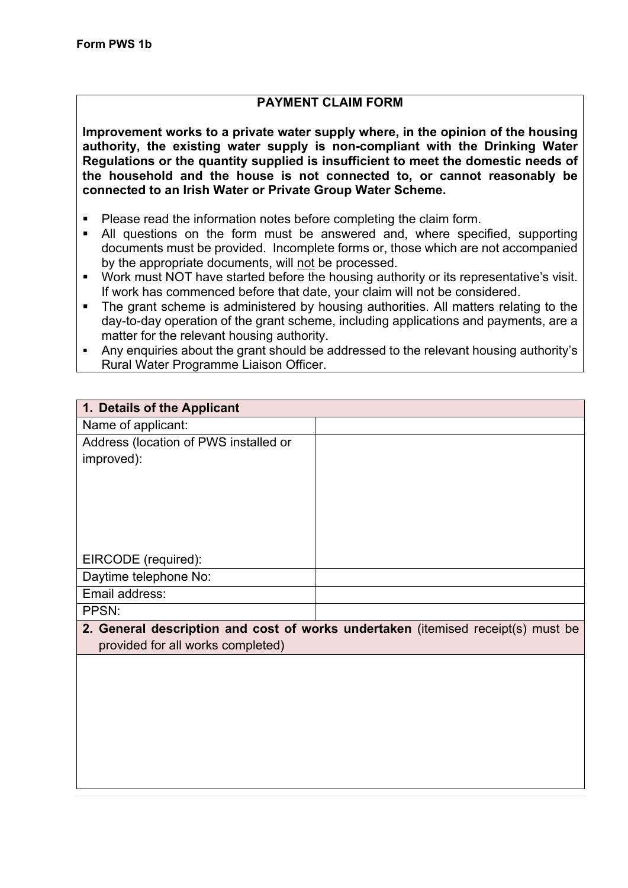**Form PWS 1b**

## PAYMENT CLAIM FORM

**Improvement works to a private water supply where, in the opinion of the housing authority, the existing water supply is non-compliant with the Drinking Water Regulations or the quantity supplied is insufficient to meet the domestic needs of the household and the house is not connected to, or cannot reasonably be connected to an Irish Water or Private Group Water Scheme.**

- Please read the information notes before completing the claim form.
- All questions on the form must be answered and, where specified, supporting documents must be provided. Incomplete forms or, those which are not accompanied by the appropriate documents, will not be processed.
- Work must NOT have started before the housing authority or its representative's visit. If work has commenced before that date, your claim will not be considered.
- The grant scheme is administered by housing authorities. All matters relating to the day-to-day operation of the grant scheme, including applications and payments, are a matter for the relevant housing authority.
- Any enquiries about the grant should be addressed to the relevant housing authority's Rural Water Programme Liaison Officer.

| **1. Details of the Applicant** | |
|---|---|
| Name of applicant: | |
| Address (location of PWS installed or improved): EIRCODE (required): | |
| Daytime telephone No: | |
| Email address: | |
| PPSN: | |

**2. General description and cost of works undertaken** (itemised receipt(s) must be provided for all works completed)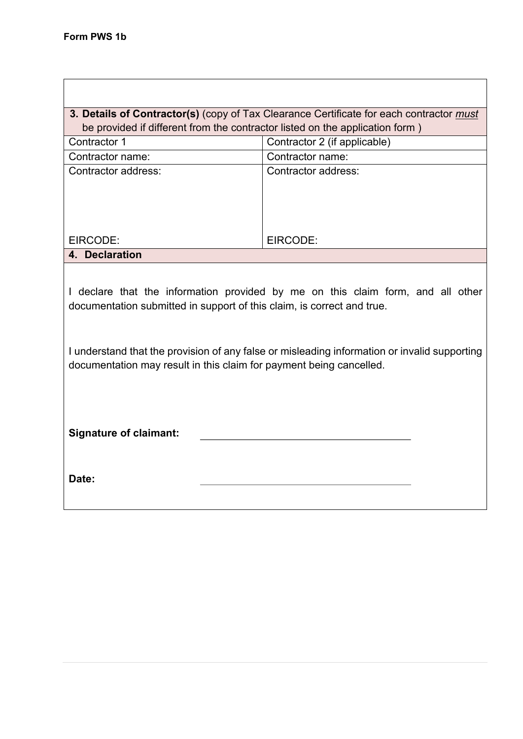**Form PWS 1b**

| **3. Details of Contractor(s)** (copy of Tax Clearance Certificate for each contractor *must* be provided if different from the contractor listed on the application form ) | |
|---|---|
| Contractor 1 | Contractor 2 (if applicable) |
| Contractor name: | Contractor name: |
| Contractor address:<br><br><br><br>EIRCODE: | Contractor address:<br><br><br><br>EIRCODE: |

**4. Declaration**

I declare that the information provided by me on this claim form, and all other documentation submitted in support of this claim, is correct and true.

I understand that the provision of any false or misleading information or invalid supporting documentation may result in this claim for payment being cancelled.

**Signature of claimant:** ______________________________

**Date:** ______________________________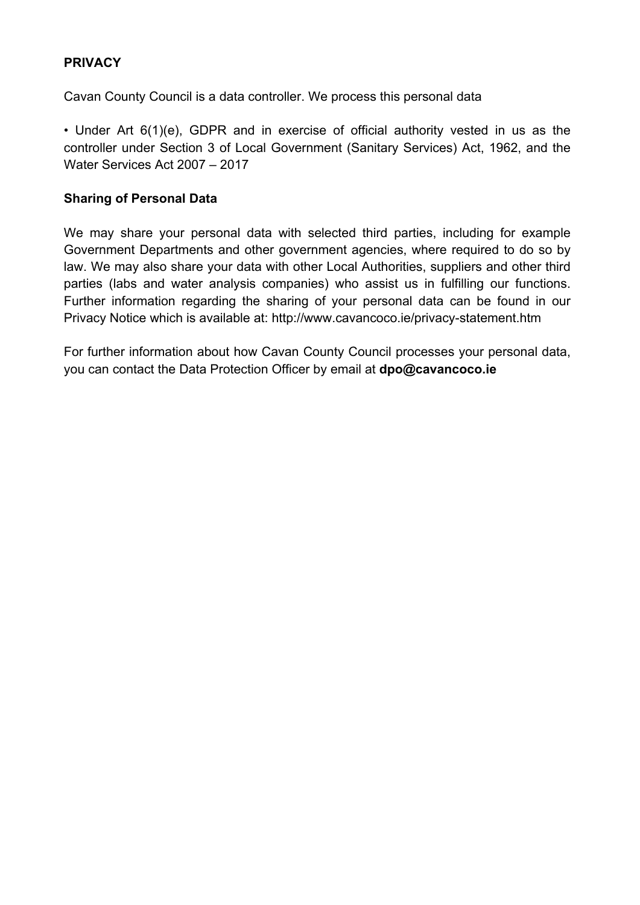**PRIVACY**

Cavan County Council is a data controller. We process this personal data

• Under Art 6(1)(e), GDPR and in exercise of official authority vested in us as the controller under Section 3 of Local Government (Sanitary Services) Act, 1962, and the Water Services Act 2007 – 2017

**Sharing of Personal Data**

We may share your personal data with selected third parties, including for example Government Departments and other government agencies, where required to do so by law. We may also share your data with other Local Authorities, suppliers and other third parties (labs and water analysis companies) who assist us in fulfilling our functions. Further information regarding the sharing of your personal data can be found in our Privacy Notice which is available at: http://www.cavancoco.ie/privacy-statement.htm

For further information about how Cavan County Council processes your personal data, you can contact the Data Protection Officer by email at **dpo@cavancoco.ie**